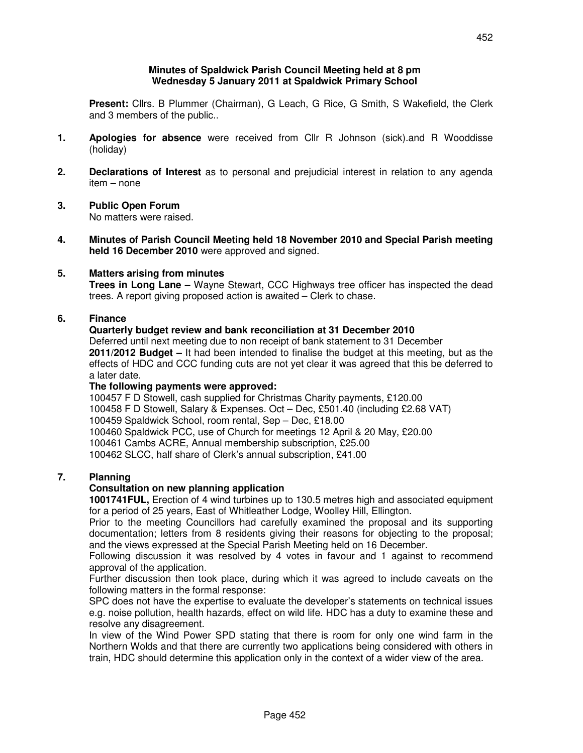**Minutes of Spaldwick Parish Council Meeting held at 8 pm**
**Wednesday 5 January 2011 at Spaldwick Primary School**

**Present:** Cllrs. B Plummer (Chairman), G Leach, G Rice, G Smith, S Wakefield, the Clerk and 3 members of the public..

1. **Apologies for absence** were received from Cllr R Johnson (sick).and R Wooddisse (holiday)

2. **Declarations of Interest** as to personal and prejudicial interest in relation to any agenda item – none

3. **Public Open Forum**
   No matters were raised.

4. **Minutes of Parish Council Meeting held 18 November 2010 and Special Parish meeting held 16 December 2010** were approved and signed.

5. **Matters arising from minutes**
   **Trees in Long Lane –** Wayne Stewart, CCC Highways tree officer has inspected the dead trees. A report giving proposed action is awaited – Clerk to chase.

6. **Finance**
   **Quarterly budget review and bank reconciliation at 31 December 2010**
   Deferred until next meeting due to non receipt of bank statement to 31 December
   **2011/2012 Budget –** It had been intended to finalise the budget at this meeting, but as the effects of HDC and CCC funding cuts are not yet clear it was agreed that this be deferred to a later date.
   **The following payments were approved:**
   100457 F D Stowell, cash supplied for Christmas Charity payments, £120.00
   100458 F D Stowell, Salary & Expenses. Oct – Dec, £501.40 (including £2.68 VAT)
   100459 Spaldwick School, room rental, Sep – Dec, £18.00
   100460 Spaldwick PCC, use of Church for meetings 12 April & 20 May, £20.00
   100461 Cambs ACRE, Annual membership subscription, £25.00
   100462 SLCC, half share of Clerk's annual subscription, £41.00

7. **Planning**
   **Consultation on new planning application**
   **1001741FUL,** Erection of 4 wind turbines up to 130.5 metres high and associated equipment for a period of 25 years, East of Whitleather Lodge, Woolley Hill, Ellington.
   Prior to the meeting Councillors had carefully examined the proposal and its supporting documentation; letters from 8 residents giving their reasons for objecting to the proposal; and the views expressed at the Special Parish Meeting held on 16 December.
   Following discussion it was resolved by 4 votes in favour and 1 against to recommend approval of the application.
   Further discussion then took place, during which it was agreed to include caveats on the following matters in the formal response:
   SPC does not have the expertise to evaluate the developer's statements on technical issues e.g. noise pollution, health hazards, effect on wild life. HDC has a duty to examine these and resolve any disagreement.
   In view of the Wind Power SPD stating that there is room for only one wind farm in the Northern Wolds and that there are currently two applications being considered with others in train, HDC should determine this application only in the context of a wider view of the area.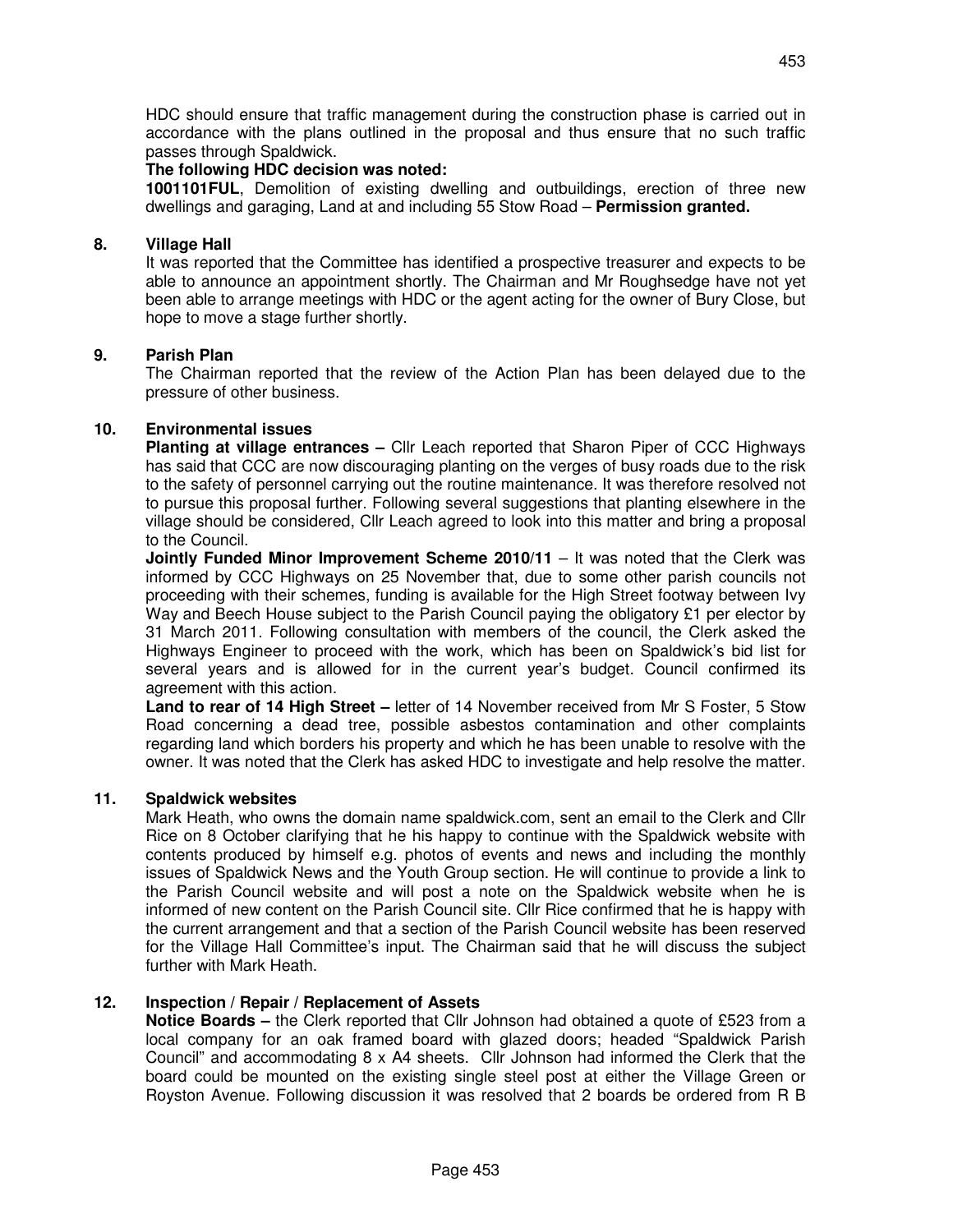HDC should ensure that traffic management during the construction phase is carried out in accordance with the plans outlined in the proposal and thus ensure that no such traffic passes through Spaldwick.

**The following HDC decision was noted:**

**1001101FUL**, Demolition of existing dwelling and outbuildings, erection of three new dwellings and garaging, Land at and including 55 Stow Road – **Permission granted.**

## 8. Village Hall

It was reported that the Committee has identified a prospective treasurer and expects to be able to announce an appointment shortly. The Chairman and Mr Roughsedge have not yet been able to arrange meetings with HDC or the agent acting for the owner of Bury Close, but hope to move a stage further shortly.

## 9. Parish Plan

The Chairman reported that the review of the Action Plan has been delayed due to the pressure of other business.

## 10. Environmental issues

**Planting at village entrances –** Cllr Leach reported that Sharon Piper of CCC Highways has said that CCC are now discouraging planting on the verges of busy roads due to the risk to the safety of personnel carrying out the routine maintenance. It was therefore resolved not to pursue this proposal further. Following several suggestions that planting elsewhere in the village should be considered, Cllr Leach agreed to look into this matter and bring a proposal to the Council.

**Jointly Funded Minor Improvement Scheme 2010/11** – It was noted that the Clerk was informed by CCC Highways on 25 November that, due to some other parish councils not proceeding with their schemes, funding is available for the High Street footway between Ivy Way and Beech House subject to the Parish Council paying the obligatory £1 per elector by 31 March 2011. Following consultation with members of the council, the Clerk asked the Highways Engineer to proceed with the work, which has been on Spaldwick's bid list for several years and is allowed for in the current year's budget. Council confirmed its agreement with this action.

**Land to rear of 14 High Street –** letter of 14 November received from Mr S Foster, 5 Stow Road concerning a dead tree, possible asbestos contamination and other complaints regarding land which borders his property and which he has been unable to resolve with the owner. It was noted that the Clerk has asked HDC to investigate and help resolve the matter.

## 11. Spaldwick websites

Mark Heath, who owns the domain name spaldwick.com, sent an email to the Clerk and Cllr Rice on 8 October clarifying that he his happy to continue with the Spaldwick website with contents produced by himself e.g. photos of events and news and including the monthly issues of Spaldwick News and the Youth Group section. He will continue to provide a link to the Parish Council website and will post a note on the Spaldwick website when he is informed of new content on the Parish Council site. Cllr Rice confirmed that he is happy with the current arrangement and that a section of the Parish Council website has been reserved for the Village Hall Committee's input. The Chairman said that he will discuss the subject further with Mark Heath.

## 12. Inspection / Repair / Replacement of Assets

**Notice Boards –** the Clerk reported that Cllr Johnson had obtained a quote of £523 from a local company for an oak framed board with glazed doors; headed "Spaldwick Parish Council" and accommodating 8 x A4 sheets. Cllr Johnson had informed the Clerk that the board could be mounted on the existing single steel post at either the Village Green or Royston Avenue. Following discussion it was resolved that 2 boards be ordered from R B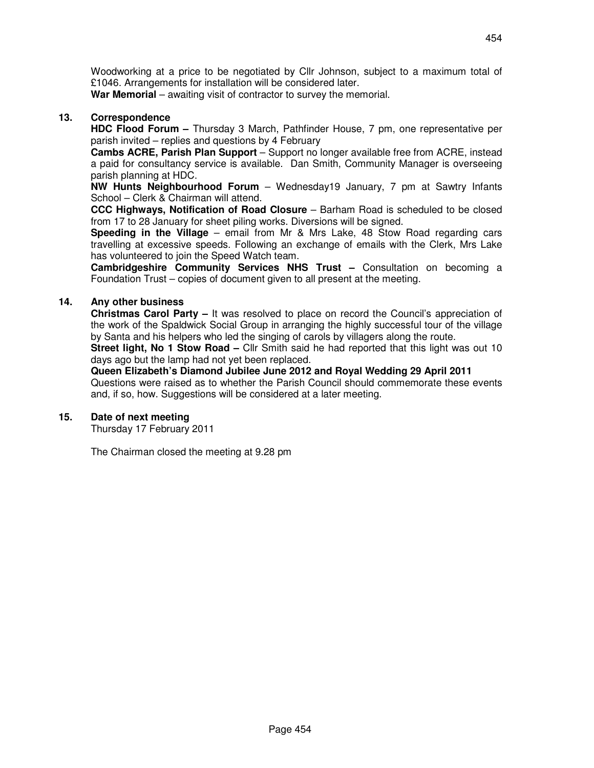Woodworking at a price to be negotiated by Cllr Johnson, subject to a maximum total of £1046. Arrangements for installation will be considered later.

**War Memorial** – awaiting visit of contractor to survey the memorial.

## 13. Correspondence

**HDC Flood Forum –** Thursday 3 March, Pathfinder House, 7 pm, one representative per parish invited – replies and questions by 4 February

**Cambs ACRE, Parish Plan Support** – Support no longer available free from ACRE, instead a paid for consultancy service is available. Dan Smith, Community Manager is overseeing parish planning at HDC.

**NW Hunts Neighbourhood Forum** – Wednesday19 January, 7 pm at Sawtry Infants School – Clerk & Chairman will attend.

**CCC Highways, Notification of Road Closure** – Barham Road is scheduled to be closed from 17 to 28 January for sheet piling works. Diversions will be signed.

**Speeding in the Village** – email from Mr & Mrs Lake, 48 Stow Road regarding cars travelling at excessive speeds. Following an exchange of emails with the Clerk, Mrs Lake has volunteered to join the Speed Watch team.

**Cambridgeshire Community Services NHS Trust –** Consultation on becoming a Foundation Trust – copies of document given to all present at the meeting.

## 14. Any other business

**Christmas Carol Party –** It was resolved to place on record the Council's appreciation of the work of the Spaldwick Social Group in arranging the highly successful tour of the village by Santa and his helpers who led the singing of carols by villagers along the route.

**Street light, No 1 Stow Road –** Cllr Smith said he had reported that this light was out 10 days ago but the lamp had not yet been replaced.

**Queen Elizabeth's Diamond Jubilee June 2012 and Royal Wedding 29 April 2011**

Questions were raised as to whether the Parish Council should commemorate these events and, if so, how. Suggestions will be considered at a later meeting.

## 15. Date of next meeting

Thursday 17 February 2011

The Chairman closed the meeting at 9.28 pm